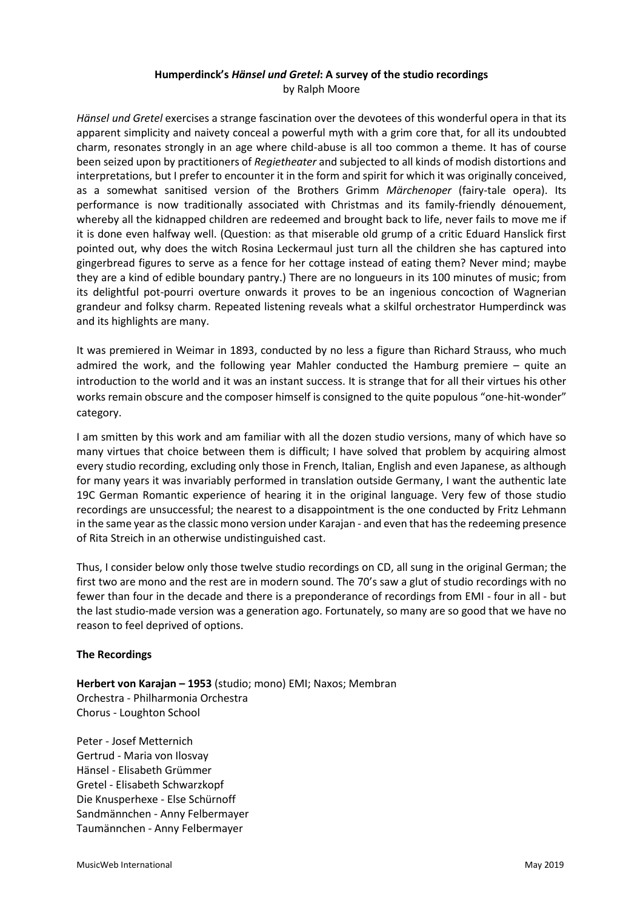**Humperdinck's *Hänsel und Gretel*: A survey of the studio recordings**
by Ralph Moore

*Hänsel und Gretel* exercises a strange fascination over the devotees of this wonderful opera in that its apparent simplicity and naivety conceal a powerful myth with a grim core that, for all its undoubted charm, resonates strongly in an age where child-abuse is all too common a theme. It has of course been seized upon by practitioners of *Regietheater* and subjected to all kinds of modish distortions and interpretations, but I prefer to encounter it in the form and spirit for which it was originally conceived, as a somewhat sanitised version of the Brothers Grimm *Märchenoper* (fairy-tale opera). Its performance is now traditionally associated with Christmas and its family-friendly dénouement, whereby all the kidnapped children are redeemed and brought back to life, never fails to move me if it is done even halfway well. (Question: as that miserable old grump of a critic Eduard Hanslick first pointed out, why does the witch Rosina Leckermaul just turn all the children she has captured into gingerbread figures to serve as a fence for her cottage instead of eating them? Never mind; maybe they are a kind of edible boundary pantry.) There are no longueurs in its 100 minutes of music; from its delightful pot-pourri overture onwards it proves to be an ingenious concoction of Wagnerian grandeur and folksy charm. Repeated listening reveals what a skilful orchestrator Humperdinck was and its highlights are many.

It was premiered in Weimar in 1893, conducted by no less a figure than Richard Strauss, who much admired the work, and the following year Mahler conducted the Hamburg premiere – quite an introduction to the world and it was an instant success. It is strange that for all their virtues his other works remain obscure and the composer himself is consigned to the quite populous "one-hit-wonder" category.

I am smitten by this work and am familiar with all the dozen studio versions, many of which have so many virtues that choice between them is difficult; I have solved that problem by acquiring almost every studio recording, excluding only those in French, Italian, English and even Japanese, as although for many years it was invariably performed in translation outside Germany, I want the authentic late 19C German Romantic experience of hearing it in the original language. Very few of those studio recordings are unsuccessful; the nearest to a disappointment is the one conducted by Fritz Lehmann in the same year as the classic mono version under Karajan - and even that has the redeeming presence of Rita Streich in an otherwise undistinguished cast.

Thus, I consider below only those twelve studio recordings on CD, all sung in the original German; the first two are mono and the rest are in modern sound. The 70's saw a glut of studio recordings with no fewer than four in the decade and there is a preponderance of recordings from EMI - four in all - but the last studio-made version was a generation ago. Fortunately, so many are so good that we have no reason to feel deprived of options.

**The Recordings**

**Herbert von Karajan – 1953** (studio; mono) EMI; Naxos; Membran
Orchestra - Philharmonia Orchestra
Chorus - Loughton School

Peter - Josef Metternich
Gertrud - Maria von Ilosvay
Hänsel - Elisabeth Grümmer
Gretel - Elisabeth Schwarzkopf
Die Knusperhexe - Else Schürnoff
Sandmännchen - Anny Felbermayer
Taumännchen - Anny Felbermayer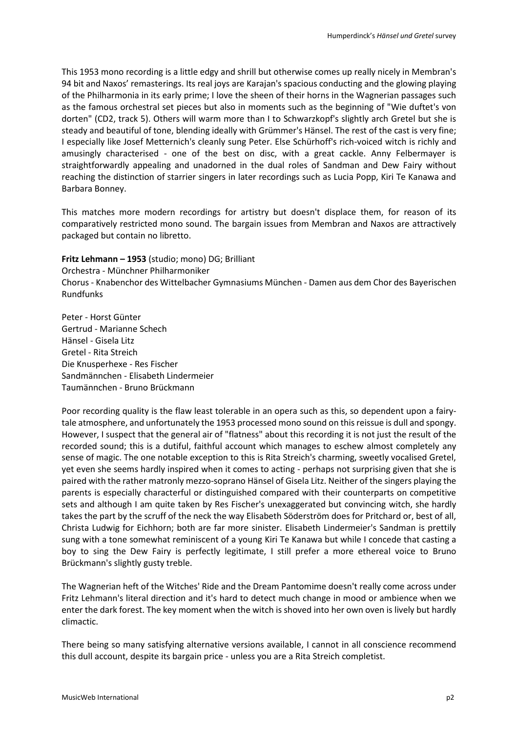This 1953 mono recording is a little edgy and shrill but otherwise comes up really nicely in Membran's 94 bit and Naxos' remasterings. Its real joys are Karajan's spacious conducting and the glowing playing of the Philharmonia in its early prime; I love the sheen of their horns in the Wagnerian passages such as the famous orchestral set pieces but also in moments such as the beginning of "Wie duftet's von dorten" (CD2, track 5). Others will warm more than I to Schwarzkopf's slightly arch Gretel but she is steady and beautiful of tone, blending ideally with Grümmer's Hänsel. The rest of the cast is very fine; I especially like Josef Metternich's cleanly sung Peter. Else Schürhoff's rich-voiced witch is richly and amusingly characterised - one of the best on disc, with a great cackle. Anny Felbermayer is straightforwardly appealing and unadorned in the dual roles of Sandman and Dew Fairy without reaching the distinction of starrier singers in later recordings such as Lucia Popp, Kiri Te Kanawa and Barbara Bonney.

This matches more modern recordings for artistry but doesn't displace them, for reason of its comparatively restricted mono sound. The bargain issues from Membran and Naxos are attractively packaged but contain no libretto.

**Fritz Lehmann – 1953** (studio; mono) DG; Brilliant
Orchestra - Münchner Philharmoniker
Chorus - Knabenchor des Wittelbacher Gymnasiums München - Damen aus dem Chor des Bayerischen Rundfunks

Peter - Horst Günter
Gertrud - Marianne Schech
Hänsel - Gisela Litz
Gretel - Rita Streich
Die Knusperhexe - Res Fischer
Sandmännchen - Elisabeth Lindermeier
Taumännchen - Bruno Brückmann

Poor recording quality is the flaw least tolerable in an opera such as this, so dependent upon a fairy-tale atmosphere, and unfortunately the 1953 processed mono sound on this reissue is dull and spongy. However, I suspect that the general air of "flatness" about this recording it is not just the result of the recorded sound; this is a dutiful, faithful account which manages to eschew almost completely any sense of magic. The one notable exception to this is Rita Streich's charming, sweetly vocalised Gretel, yet even she seems hardly inspired when it comes to acting - perhaps not surprising given that she is paired with the rather matronly mezzo-soprano Hänsel of Gisela Litz. Neither of the singers playing the parents is especially characterful or distinguished compared with their counterparts on competitive sets and although I am quite taken by Res Fischer's unexaggerated but convincing witch, she hardly takes the part by the scruff of the neck the way Elisabeth Söderström does for Pritchard or, best of all, Christa Ludwig for Eichhorn; both are far more sinister. Elisabeth Lindermeier's Sandman is prettily sung with a tone somewhat reminiscent of a young Kiri Te Kanawa but while I concede that casting a boy to sing the Dew Fairy is perfectly legitimate, I still prefer a more ethereal voice to Bruno Brückmann's slightly gusty treble.

The Wagnerian heft of the Witches' Ride and the Dream Pantomime doesn't really come across under Fritz Lehmann's literal direction and it's hard to detect much change in mood or ambience when we enter the dark forest. The key moment when the witch is shoved into her own oven is lively but hardly climactic.

There being so many satisfying alternative versions available, I cannot in all conscience recommend this dull account, despite its bargain price - unless you are a Rita Streich completist.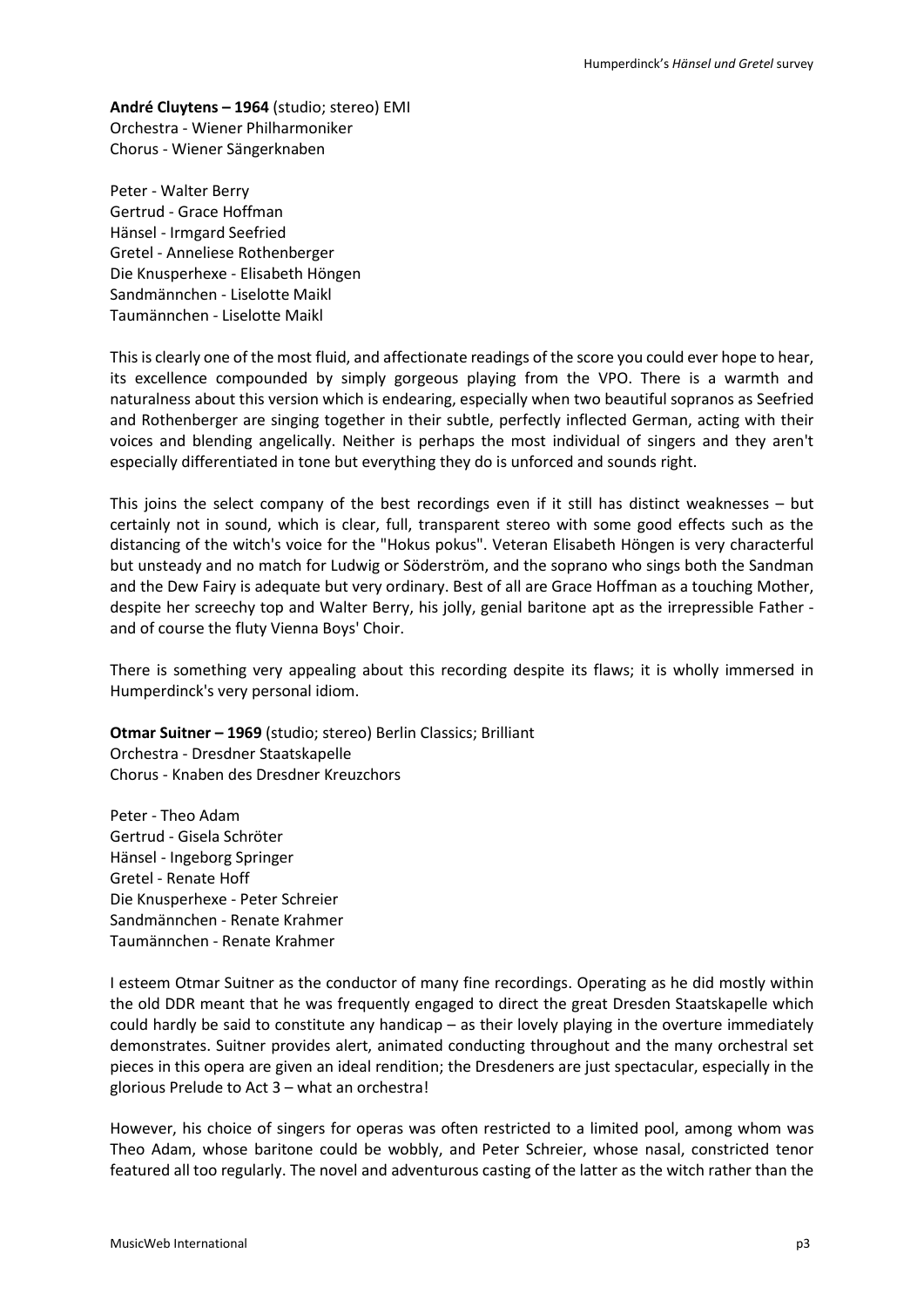**André Cluytens – 1964** (studio; stereo) EMI
Orchestra - Wiener Philharmoniker
Chorus - Wiener Sängerknaben

Peter - Walter Berry
Gertrud - Grace Hoffman
Hänsel - Irmgard Seefried
Gretel - Anneliese Rothenberger
Die Knusperhexe - Elisabeth Höngen
Sandmännchen - Liselotte Maikl
Taumännchen - Liselotte Maikl

This is clearly one of the most fluid, and affectionate readings of the score you could ever hope to hear, its excellence compounded by simply gorgeous playing from the VPO. There is a warmth and naturalness about this version which is endearing, especially when two beautiful sopranos as Seefried and Rothenberger are singing together in their subtle, perfectly inflected German, acting with their voices and blending angelically. Neither is perhaps the most individual of singers and they aren't especially differentiated in tone but everything they do is unforced and sounds right.

This joins the select company of the best recordings even if it still has distinct weaknesses – but certainly not in sound, which is clear, full, transparent stereo with some good effects such as the distancing of the witch's voice for the "Hokus pokus". Veteran Elisabeth Höngen is very characterful but unsteady and no match for Ludwig or Söderström, and the soprano who sings both the Sandman and the Dew Fairy is adequate but very ordinary. Best of all are Grace Hoffman as a touching Mother, despite her screechy top and Walter Berry, his jolly, genial baritone apt as the irrepressible Father - and of course the fluty Vienna Boys' Choir.

There is something very appealing about this recording despite its flaws; it is wholly immersed in Humperdinck's very personal idiom.

**Otmar Suitner – 1969** (studio; stereo) Berlin Classics; Brilliant
Orchestra - Dresdner Staatskapelle
Chorus - Knaben des Dresdner Kreuzchors

Peter - Theo Adam
Gertrud - Gisela Schröter
Hänsel - Ingeborg Springer
Gretel - Renate Hoff
Die Knusperhexe - Peter Schreier
Sandmännchen - Renate Krahmer
Taumännchen - Renate Krahmer

I esteem Otmar Suitner as the conductor of many fine recordings. Operating as he did mostly within the old DDR meant that he was frequently engaged to direct the great Dresden Staatskapelle which could hardly be said to constitute any handicap – as their lovely playing in the overture immediately demonstrates. Suitner provides alert, animated conducting throughout and the many orchestral set pieces in this opera are given an ideal rendition; the Dresdeners are just spectacular, especially in the glorious Prelude to Act 3 – what an orchestra!

However, his choice of singers for operas was often restricted to a limited pool, among whom was Theo Adam, whose baritone could be wobbly, and Peter Schreier, whose nasal, constricted tenor featured all too regularly. The novel and adventurous casting of the latter as the witch rather than the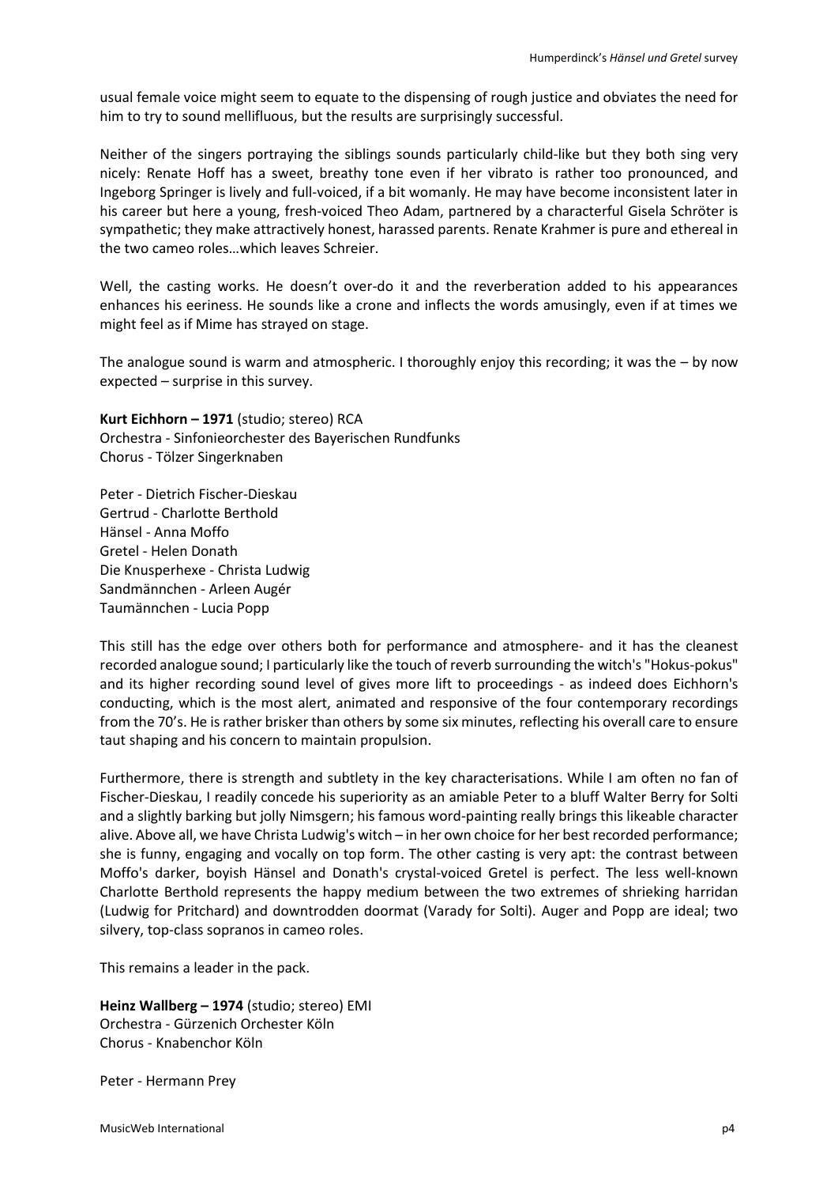usual female voice might seem to equate to the dispensing of rough justice and obviates the need for him to try to sound mellifluous, but the results are surprisingly successful.

Neither of the singers portraying the siblings sounds particularly child-like but they both sing very nicely: Renate Hoff has a sweet, breathy tone even if her vibrato is rather too pronounced, and Ingeborg Springer is lively and full-voiced, if a bit womanly. He may have become inconsistent later in his career but here a young, fresh-voiced Theo Adam, partnered by a characterful Gisela Schröter is sympathetic; they make attractively honest, harassed parents. Renate Krahmer is pure and ethereal in the two cameo roles…which leaves Schreier.

Well, the casting works. He doesn't over-do it and the reverberation added to his appearances enhances his eeriness. He sounds like a crone and inflects the words amusingly, even if at times we might feel as if Mime has strayed on stage.

The analogue sound is warm and atmospheric. I thoroughly enjoy this recording; it was the – by now expected – surprise in this survey.

**Kurt Eichhorn – 1971** (studio; stereo) RCA
Orchestra - Sinfonieorchester des Bayerischen Rundfunks
Chorus - Tölzer Singerknaben

Peter - Dietrich Fischer-Dieskau
Gertrud - Charlotte Berthold
Hänsel - Anna Moffo
Gretel - Helen Donath
Die Knusperhexe - Christa Ludwig
Sandmännchen - Arleen Augér
Taumännchen - Lucia Popp

This still has the edge over others both for performance and atmosphere- and it has the cleanest recorded analogue sound; I particularly like the touch of reverb surrounding the witch's "Hokus-pokus" and its higher recording sound level of gives more lift to proceedings - as indeed does Eichhorn's conducting, which is the most alert, animated and responsive of the four contemporary recordings from the 70's. He is rather brisker than others by some six minutes, reflecting his overall care to ensure taut shaping and his concern to maintain propulsion.

Furthermore, there is strength and subtlety in the key characterisations. While I am often no fan of Fischer-Dieskau, I readily concede his superiority as an amiable Peter to a bluff Walter Berry for Solti and a slightly barking but jolly Nimsgern; his famous word-painting really brings this likeable character alive. Above all, we have Christa Ludwig's witch – in her own choice for her best recorded performance; she is funny, engaging and vocally on top form. The other casting is very apt: the contrast between Moffo's darker, boyish Hänsel and Donath's crystal-voiced Gretel is perfect. The less well-known Charlotte Berthold represents the happy medium between the two extremes of shrieking harridan (Ludwig for Pritchard) and downtrodden doormat (Varady for Solti). Auger and Popp are ideal; two silvery, top-class sopranos in cameo roles.

This remains a leader in the pack.

**Heinz Wallberg – 1974** (studio; stereo) EMI
Orchestra - Gürzenich Orchester Köln
Chorus - Knabenchor Köln

Peter - Hermann Prey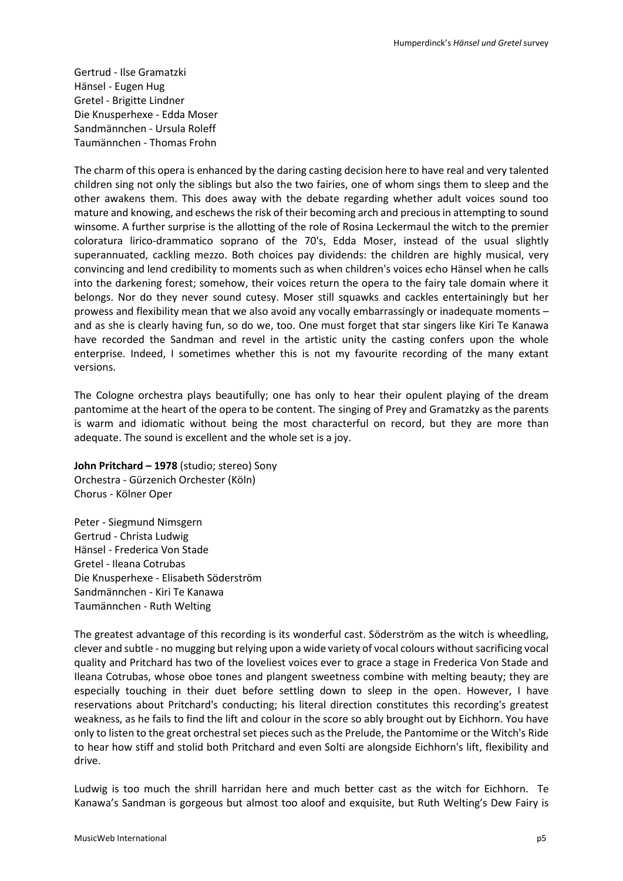Gertrud - Ilse Gramatzki
Hänsel - Eugen Hug
Gretel - Brigitte Lindner
Die Knusperhexe - Edda Moser
Sandmännchen - Ursula Roleff
Taumännchen - Thomas Frohn

The charm of this opera is enhanced by the daring casting decision here to have real and very talented children sing not only the siblings but also the two fairies, one of whom sings them to sleep and the other awakens them. This does away with the debate regarding whether adult voices sound too mature and knowing, and eschews the risk of their becoming arch and precious in attempting to sound winsome. A further surprise is the allotting of the role of Rosina Leckermaul the witch to the premier coloratura lirico-drammatico soprano of the 70's, Edda Moser, instead of the usual slightly superannuated, cackling mezzo. Both choices pay dividends: the children are highly musical, very convincing and lend credibility to moments such as when children's voices echo Hänsel when he calls into the darkening forest; somehow, their voices return the opera to the fairy tale domain where it belongs. Nor do they never sound cutesy. Moser still squawks and cackles entertainingly but her prowess and flexibility mean that we also avoid any vocally embarrassingly or inadequate moments – and as she is clearly having fun, so do we, too. One must forget that star singers like Kiri Te Kanawa have recorded the Sandman and revel in the artistic unity the casting confers upon the whole enterprise. Indeed, I sometimes whether this is not my favourite recording of the many extant versions.

The Cologne orchestra plays beautifully; one has only to hear their opulent playing of the dream pantomime at the heart of the opera to be content. The singing of Prey and Gramatzky as the parents is warm and idiomatic without being the most characterful on record, but they are more than adequate. The sound is excellent and the whole set is a joy.

**John Pritchard – 1978** (studio; stereo) Sony
Orchestra - Gürzenich Orchester (Köln)
Chorus - Kölner Oper

Peter - Siegmund Nimsgern
Gertrud - Christa Ludwig
Hänsel - Frederica Von Stade
Gretel - Ileana Cotrubas
Die Knusperhexe - Elisabeth Söderström
Sandmännchen - Kiri Te Kanawa
Taumännchen - Ruth Welting

The greatest advantage of this recording is its wonderful cast. Söderström as the witch is wheedling, clever and subtle - no mugging but relying upon a wide variety of vocal colours without sacrificing vocal quality and Pritchard has two of the loveliest voices ever to grace a stage in Frederica Von Stade and Ileana Cotrubas, whose oboe tones and plangent sweetness combine with melting beauty; they are especially touching in their duet before settling down to sleep in the open. However, I have reservations about Pritchard's conducting; his literal direction constitutes this recording's greatest weakness, as he fails to find the lift and colour in the score so ably brought out by Eichhorn. You have only to listen to the great orchestral set pieces such as the Prelude, the Pantomime or the Witch's Ride to hear how stiff and stolid both Pritchard and even Solti are alongside Eichhorn's lift, flexibility and drive.

Ludwig is too much the shrill harridan here and much better cast as the witch for Eichhorn. Te Kanawa's Sandman is gorgeous but almost too aloof and exquisite, but Ruth Welting's Dew Fairy is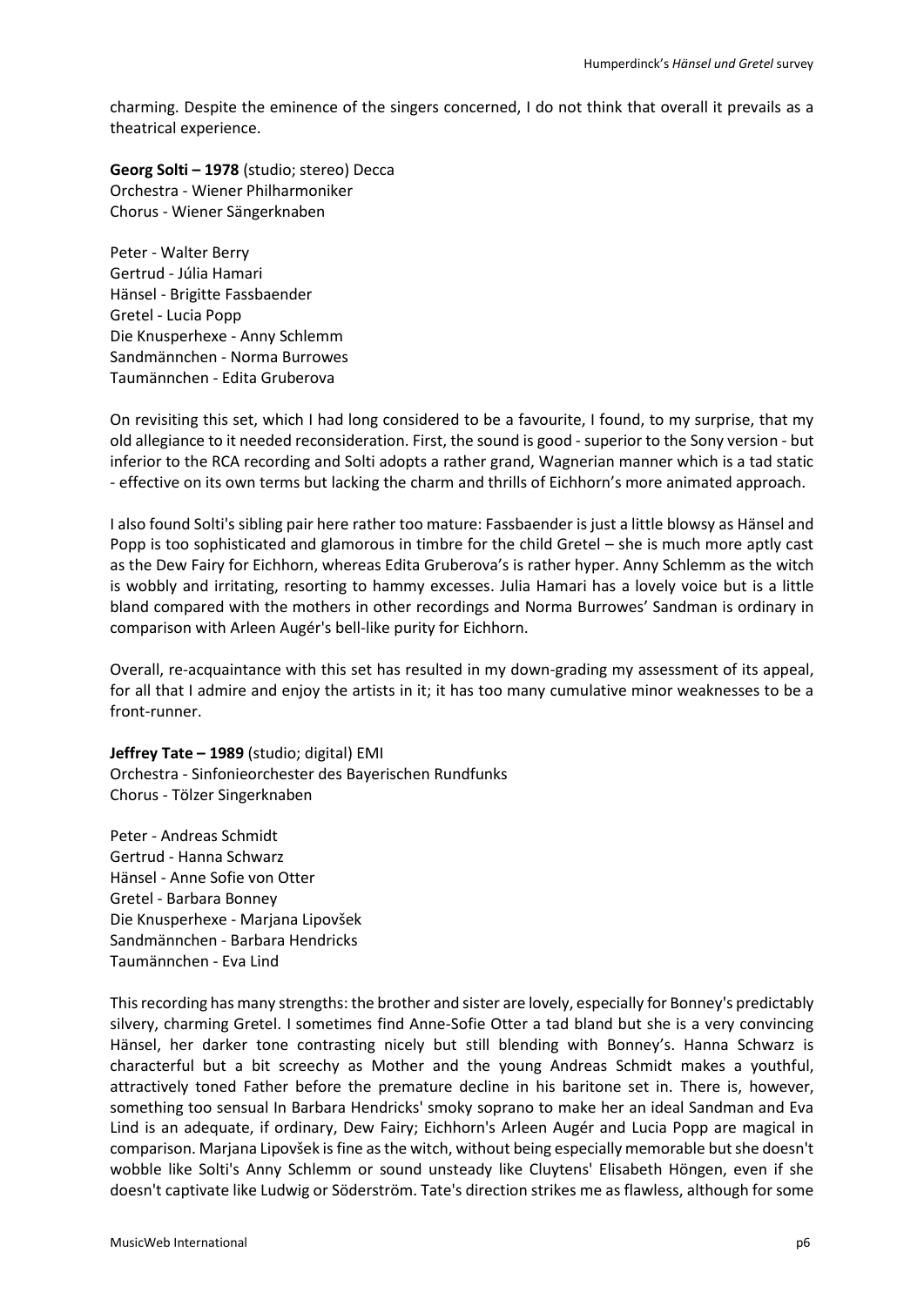charming. Despite the eminence of the singers concerned, I do not think that overall it prevails as a theatrical experience.

**Georg Solti – 1978** (studio; stereo) Decca
Orchestra - Wiener Philharmoniker
Chorus - Wiener Sängerknaben

Peter - Walter Berry
Gertrud - Júlia Hamari
Hänsel - Brigitte Fassbaender
Gretel - Lucia Popp
Die Knusperhexe - Anny Schlemm
Sandmännchen - Norma Burrowes
Taumännchen - Edita Gruberova

On revisiting this set, which I had long considered to be a favourite, I found, to my surprise, that my old allegiance to it needed reconsideration. First, the sound is good - superior to the Sony version - but inferior to the RCA recording and Solti adopts a rather grand, Wagnerian manner which is a tad static - effective on its own terms but lacking the charm and thrills of Eichhorn's more animated approach.

I also found Solti's sibling pair here rather too mature: Fassbaender is just a little blowsy as Hänsel and Popp is too sophisticated and glamorous in timbre for the child Gretel – she is much more aptly cast as the Dew Fairy for Eichhorn, whereas Edita Gruberova's is rather hyper. Anny Schlemm as the witch is wobbly and irritating, resorting to hammy excesses. Julia Hamari has a lovely voice but is a little bland compared with the mothers in other recordings and Norma Burrowes' Sandman is ordinary in comparison with Arleen Augér's bell-like purity for Eichhorn.

Overall, re-acquaintance with this set has resulted in my down-grading my assessment of its appeal, for all that I admire and enjoy the artists in it; it has too many cumulative minor weaknesses to be a front-runner.

**Jeffrey Tate – 1989** (studio; digital) EMI
Orchestra - Sinfonieorchester des Bayerischen Rundfunks
Chorus - Tölzer Singerknaben

Peter - Andreas Schmidt
Gertrud - Hanna Schwarz
Hänsel - Anne Sofie von Otter
Gretel - Barbara Bonney
Die Knusperhexe - Marjana Lipovšek
Sandmännchen - Barbara Hendricks
Taumännchen - Eva Lind

This recording has many strengths: the brother and sister are lovely, especially for Bonney's predictably silvery, charming Gretel. I sometimes find Anne-Sofie Otter a tad bland but she is a very convincing Hänsel, her darker tone contrasting nicely but still blending with Bonney's. Hanna Schwarz is characterful but a bit screechy as Mother and the young Andreas Schmidt makes a youthful, attractively toned Father before the premature decline in his baritone set in. There is, however, something too sensual In Barbara Hendricks' smoky soprano to make her an ideal Sandman and Eva Lind is an adequate, if ordinary, Dew Fairy; Eichhorn's Arleen Augér and Lucia Popp are magical in comparison. Marjana Lipovšek is fine as the witch, without being especially memorable but she doesn't wobble like Solti's Anny Schlemm or sound unsteady like Cluytens' Elisabeth Höngen, even if she doesn't captivate like Ludwig or Söderström. Tate's direction strikes me as flawless, although for some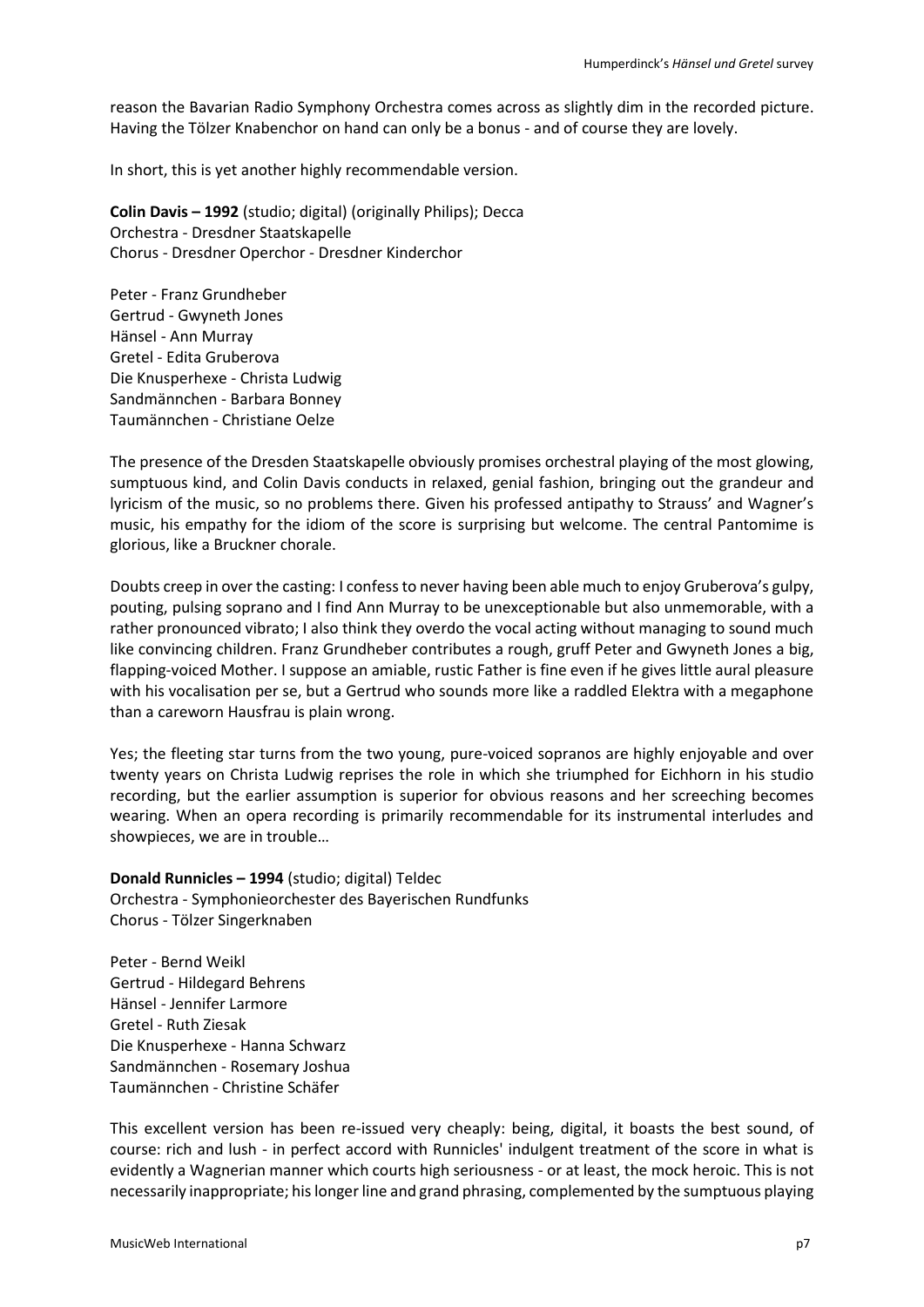reason the Bavarian Radio Symphony Orchestra comes across as slightly dim in the recorded picture. Having the Tölzer Knabenchor on hand can only be a bonus - and of course they are lovely.

In short, this is yet another highly recommendable version.

**Colin Davis – 1992** (studio; digital) (originally Philips); Decca
Orchestra - Dresdner Staatskapelle
Chorus - Dresdner Operchor - Dresdner Kinderchor

Peter - Franz Grundheber
Gertrud - Gwyneth Jones
Hänsel - Ann Murray
Gretel - Edita Gruberova
Die Knusperhexe - Christa Ludwig
Sandmännchen - Barbara Bonney
Taumännchen - Christiane Oelze

The presence of the Dresden Staatskapelle obviously promises orchestral playing of the most glowing, sumptuous kind, and Colin Davis conducts in relaxed, genial fashion, bringing out the grandeur and lyricism of the music, so no problems there. Given his professed antipathy to Strauss' and Wagner's music, his empathy for the idiom of the score is surprising but welcome. The central Pantomime is glorious, like a Bruckner chorale.

Doubts creep in over the casting: I confess to never having been able much to enjoy Gruberova's gulpy, pouting, pulsing soprano and I find Ann Murray to be unexceptionable but also unmemorable, with a rather pronounced vibrato; I also think they overdo the vocal acting without managing to sound much like convincing children. Franz Grundheber contributes a rough, gruff Peter and Gwyneth Jones a big, flapping-voiced Mother. I suppose an amiable, rustic Father is fine even if he gives little aural pleasure with his vocalisation per se, but a Gertrud who sounds more like a raddled Elektra with a megaphone than a careworn Hausfrau is plain wrong.

Yes; the fleeting star turns from the two young, pure-voiced sopranos are highly enjoyable and over twenty years on Christa Ludwig reprises the role in which she triumphed for Eichhorn in his studio recording, but the earlier assumption is superior for obvious reasons and her screeching becomes wearing. When an opera recording is primarily recommendable for its instrumental interludes and showpieces, we are in trouble…

**Donald Runnicles – 1994** (studio; digital) Teldec
Orchestra - Symphonieorchester des Bayerischen Rundfunks
Chorus - Tölzer Singerknaben

Peter - Bernd Weikl
Gertrud - Hildegard Behrens
Hänsel - Jennifer Larmore
Gretel - Ruth Ziesak
Die Knusperhexe - Hanna Schwarz
Sandmännchen - Rosemary Joshua
Taumännchen - Christine Schäfer

This excellent version has been re-issued very cheaply: being, digital, it boasts the best sound, of course: rich and lush - in perfect accord with Runnicles' indulgent treatment of the score in what is evidently a Wagnerian manner which courts high seriousness - or at least, the mock heroic. This is not necessarily inappropriate; his longer line and grand phrasing, complemented by the sumptuous playing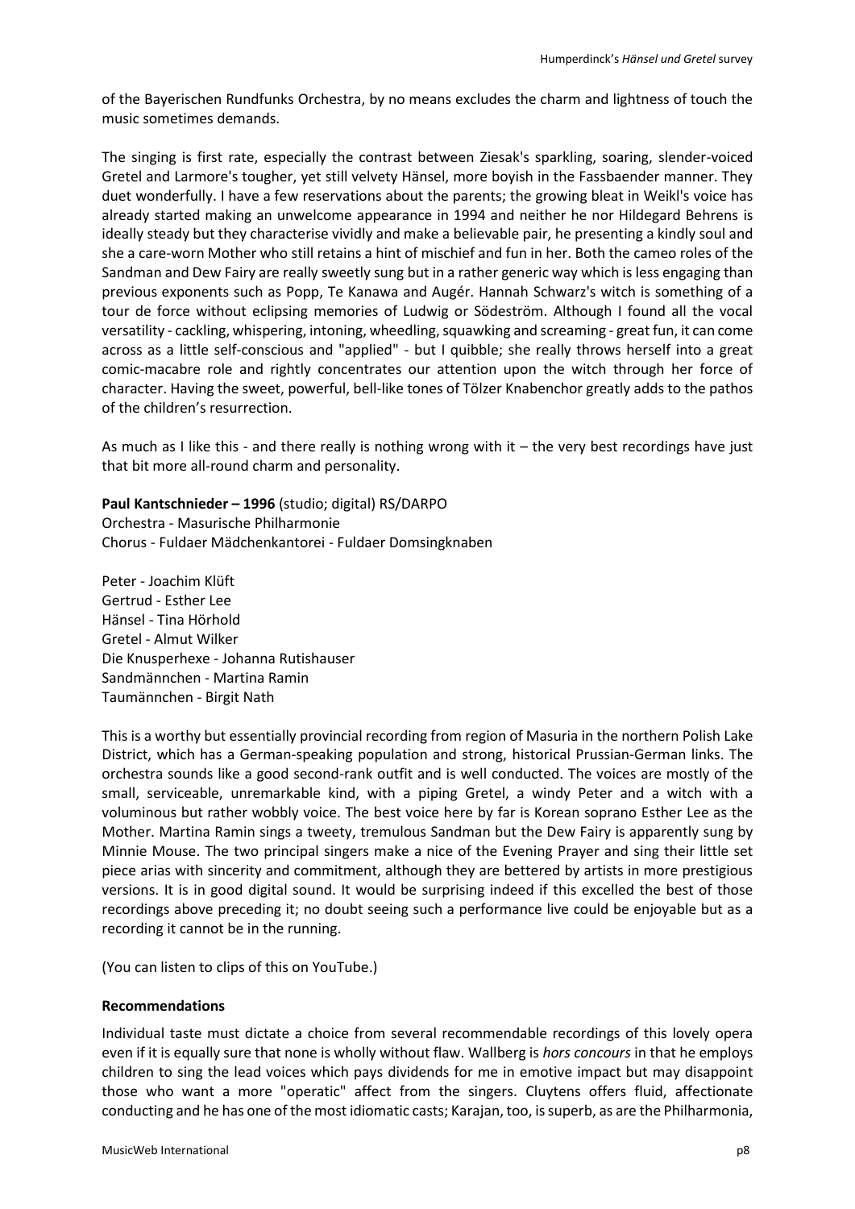of the Bayerischen Rundfunks Orchestra, by no means excludes the charm and lightness of touch the music sometimes demands.

The singing is first rate, especially the contrast between Ziesak's sparkling, soaring, slender-voiced Gretel and Larmore's tougher, yet still velvety Hänsel, more boyish in the Fassbaender manner. They duet wonderfully. I have a few reservations about the parents; the growing bleat in Weikl's voice has already started making an unwelcome appearance in 1994 and neither he nor Hildegard Behrens is ideally steady but they characterise vividly and make a believable pair, he presenting a kindly soul and she a care-worn Mother who still retains a hint of mischief and fun in her. Both the cameo roles of the Sandman and Dew Fairy are really sweetly sung but in a rather generic way which is less engaging than previous exponents such as Popp, Te Kanawa and Augér. Hannah Schwarz's witch is something of a tour de force without eclipsing memories of Ludwig or Södeström. Although I found all the vocal versatility - cackling, whispering, intoning, wheedling, squawking and screaming - great fun, it can come across as a little self-conscious and "applied" - but I quibble; she really throws herself into a great comic-macabre role and rightly concentrates our attention upon the witch through her force of character. Having the sweet, powerful, bell-like tones of Tölzer Knabenchor greatly adds to the pathos of the children's resurrection.

As much as I like this - and there really is nothing wrong with it – the very best recordings have just that bit more all-round charm and personality.

**Paul Kantschnieder – 1996** (studio; digital) RS/DARPO
Orchestra - Masurische Philharmonie
Chorus - Fuldaer Mädchenkantorei - Fuldaer Domsingknaben

Peter - Joachim Klüft
Gertrud - Esther Lee
Hänsel - Tina Hörhold
Gretel - Almut Wilker
Die Knusperhexe - Johanna Rutishauser
Sandmännchen - Martina Ramin
Taumännchen - Birgit Nath

This is a worthy but essentially provincial recording from region of Masuria in the northern Polish Lake District, which has a German-speaking population and strong, historical Prussian-German links. The orchestra sounds like a good second-rank outfit and is well conducted. The voices are mostly of the small, serviceable, unremarkable kind, with a piping Gretel, a windy Peter and a witch with a voluminous but rather wobbly voice. The best voice here by far is Korean soprano Esther Lee as the Mother. Martina Ramin sings a tweety, tremulous Sandman but the Dew Fairy is apparently sung by Minnie Mouse. The two principal singers make a nice of the Evening Prayer and sing their little set piece arias with sincerity and commitment, although they are bettered by artists in more prestigious versions. It is in good digital sound. It would be surprising indeed if this excelled the best of those recordings above preceding it; no doubt seeing such a performance live could be enjoyable but as a recording it cannot be in the running.

(You can listen to clips of this on YouTube.)

**Recommendations**

Individual taste must dictate a choice from several recommendable recordings of this lovely opera even if it is equally sure that none is wholly without flaw. Wallberg is *hors concours* in that he employs children to sing the lead voices which pays dividends for me in emotive impact but may disappoint those who want a more "operatic" affect from the singers. Cluytens offers fluid, affectionate conducting and he has one of the most idiomatic casts; Karajan, too, is superb, as are the Philharmonia,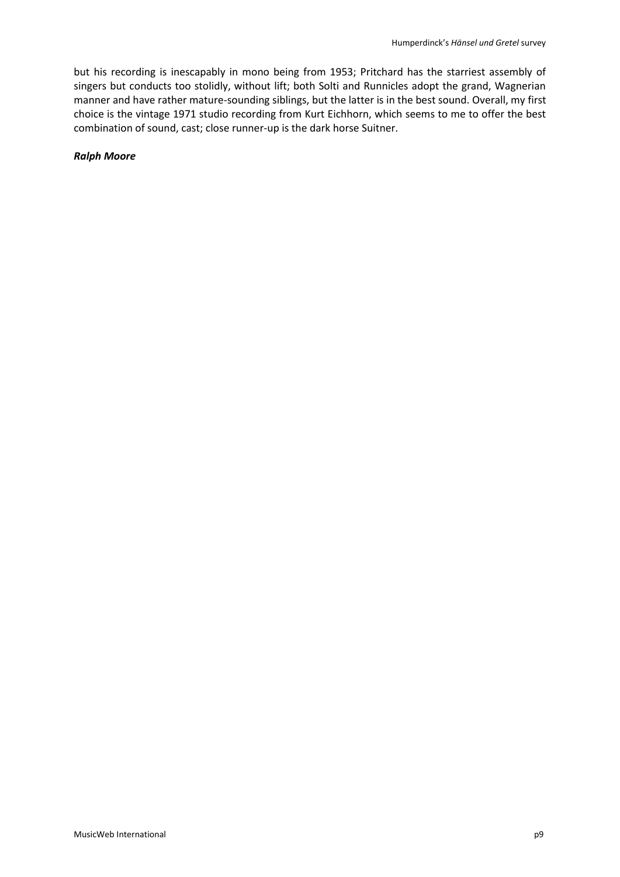but his recording is inescapably in mono being from 1953; Pritchard has the starriest assembly of singers but conducts too stolidly, without lift; both Solti and Runnicles adopt the grand, Wagnerian manner and have rather mature-sounding siblings, but the latter is in the best sound. Overall, my first choice is the vintage 1971 studio recording from Kurt Eichhorn, which seems to me to offer the best combination of sound, cast; close runner-up is the dark horse Suitner.

***Ralph Moore***